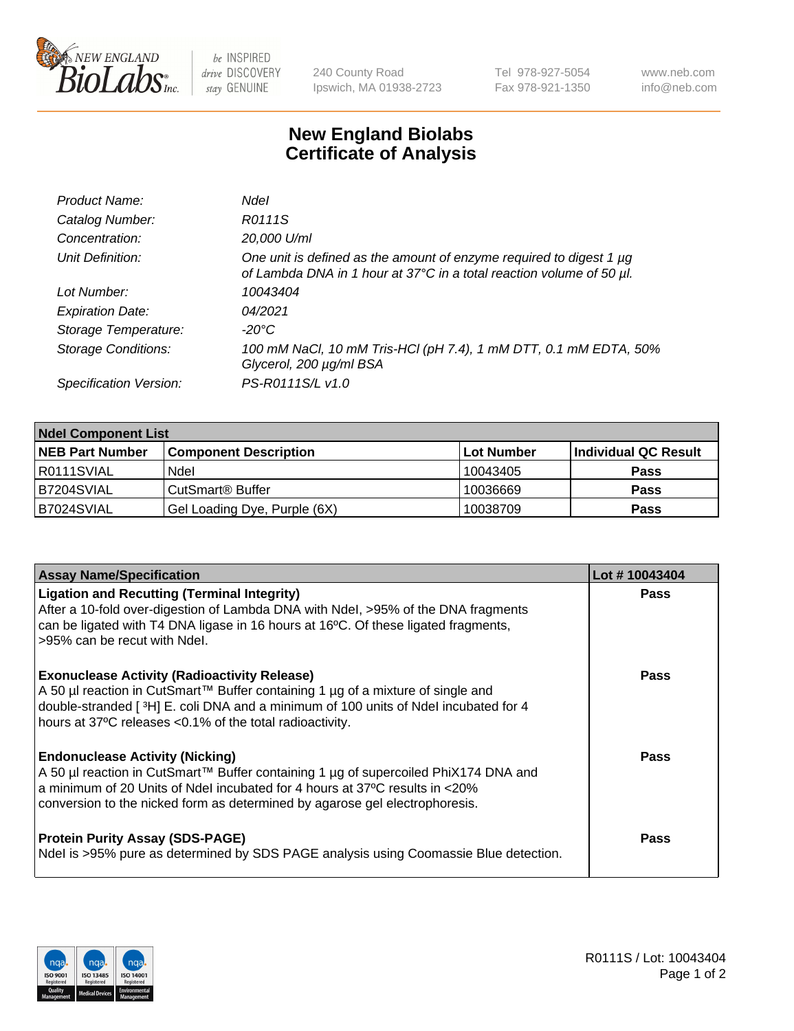New England BioLabs Inc. — be INSPIRED drive DISCOVERY stay GENUINE

240 County Road
Ipswich, MA 01938-2723

Tel 978-927-5054
Fax 978-921-1350

www.neb.com
info@neb.com

# New England Biolabs
# Certificate of Analysis

| | |
|---|---|
| *Product Name:* | *NdeI* |
| *Catalog Number:* | *R0111S* |
| *Concentration:* | *20,000 U/ml* |
| *Unit Definition:* | *One unit is defined as the amount of enzyme required to digest 1 µg of Lambda DNA in 1 hour at 37°C in a total reaction volume of 50 µl.* |
| *Lot Number:* | *10043404* |
| *Expiration Date:* | *04/2021* |
| *Storage Temperature:* | *-20°C* |
| *Storage Conditions:* | *100 mM NaCl, 10 mM Tris-HCl (pH 7.4), 1 mM DTT, 0.1 mM EDTA, 50% Glycerol, 200 µg/ml BSA* |
| *Specification Version:* | *PS-R0111S/L v1.0* |

| **NdeI Component List** | | | |
|---|---|---|---|
| **NEB Part Number** | **Component Description** | **Lot Number** | **Individual QC Result** |
| R0111SVIAL | NdeI | 10043405 | **Pass** |
| B7204SVIAL | CutSmart® Buffer | 10036669 | **Pass** |
| B7024SVIAL | Gel Loading Dye, Purple (6X) | 10038709 | **Pass** |

| **Assay Name/Specification** | **Lot # 10043404** |
|---|---|
| **Ligation and Recutting (Terminal Integrity)** After a 10-fold over-digestion of Lambda DNA with NdeI, >95% of the DNA fragments can be ligated with T4 DNA ligase in 16 hours at 16ºC. Of these ligated fragments, >95% can be recut with NdeI. | **Pass** |
| **Exonuclease Activity (Radioactivity Release)** A 50 µl reaction in CutSmart™ Buffer containing 1 µg of a mixture of single and double-stranded [ $^{3}$H] E. coli DNA and a minimum of 100 units of NdeI incubated for 4 hours at 37ºC releases <0.1% of the total radioactivity. | **Pass** |
| **Endonuclease Activity (Nicking)** A 50 µl reaction in CutSmart™ Buffer containing 1 µg of supercoiled PhiX174 DNA and a minimum of 20 Units of NdeI incubated for 4 hours at 37ºC results in <20% conversion to the nicked form as determined by agarose gel electrophoresis. | **Pass** |
| **Protein Purity Assay (SDS-PAGE)** NdeI is >95% pure as determined by SDS PAGE analysis using Coomassie Blue detection. | **Pass** |

R0111S / Lot: 10043404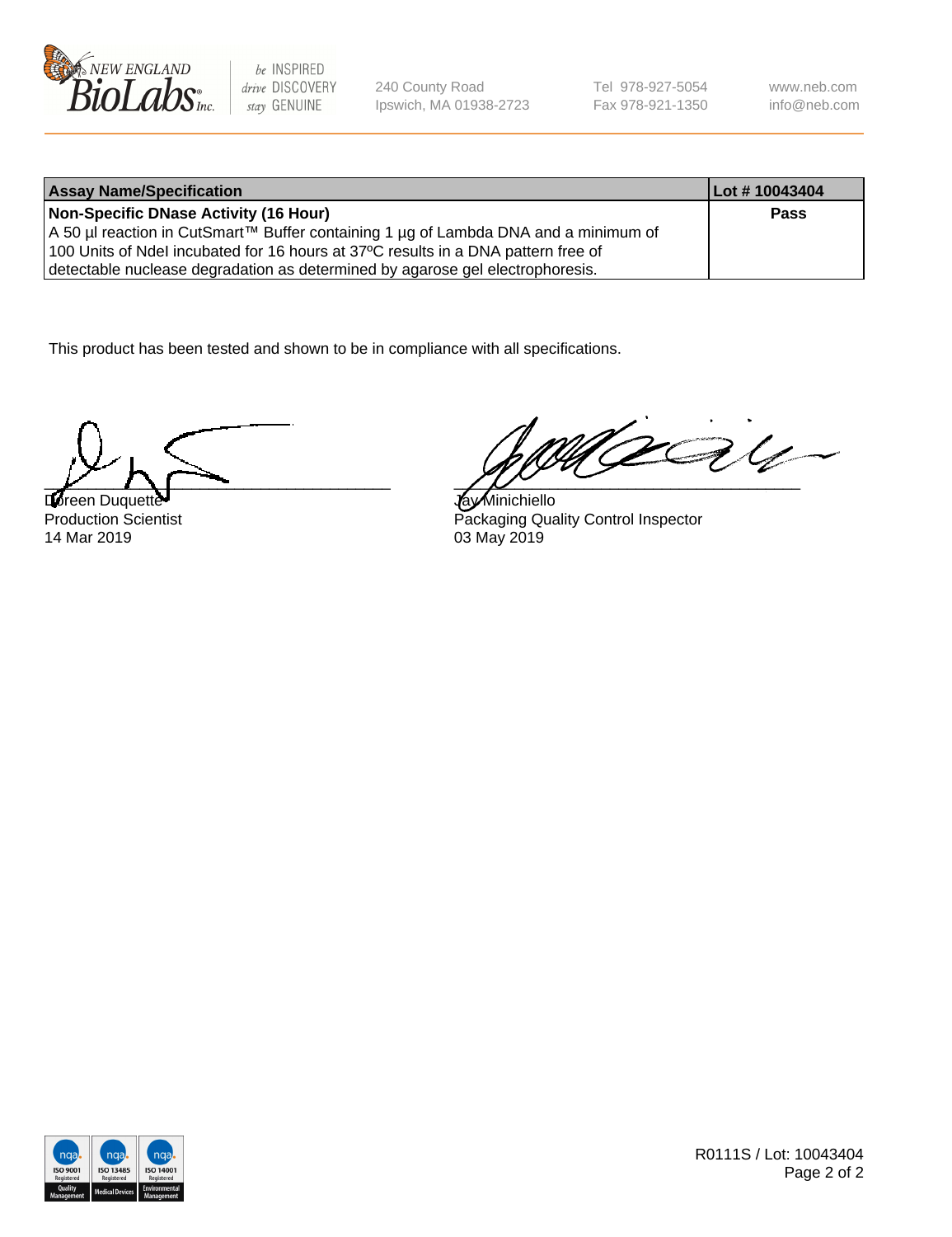| Assay Name/Specification | Lot # 10043404 |
|---|---|
| **Non-Specific DNase Activity (16 Hour)** A 50 µl reaction in CutSmart™ Buffer containing 1 µg of Lambda DNA and a minimum of 100 Units of NdeI incubated for 16 hours at 37ºC results in a DNA pattern free of detectable nuclease degradation as determined by agarose gel electrophoresis. | Pass |

This product has been tested and shown to be in compliance with all specifications.

Doreen Duquette
Production Scientist
14 Mar 2019

Jay Minichiello
Packaging Quality Control Inspector
03 May 2019

R0111S / Lot: 10043404